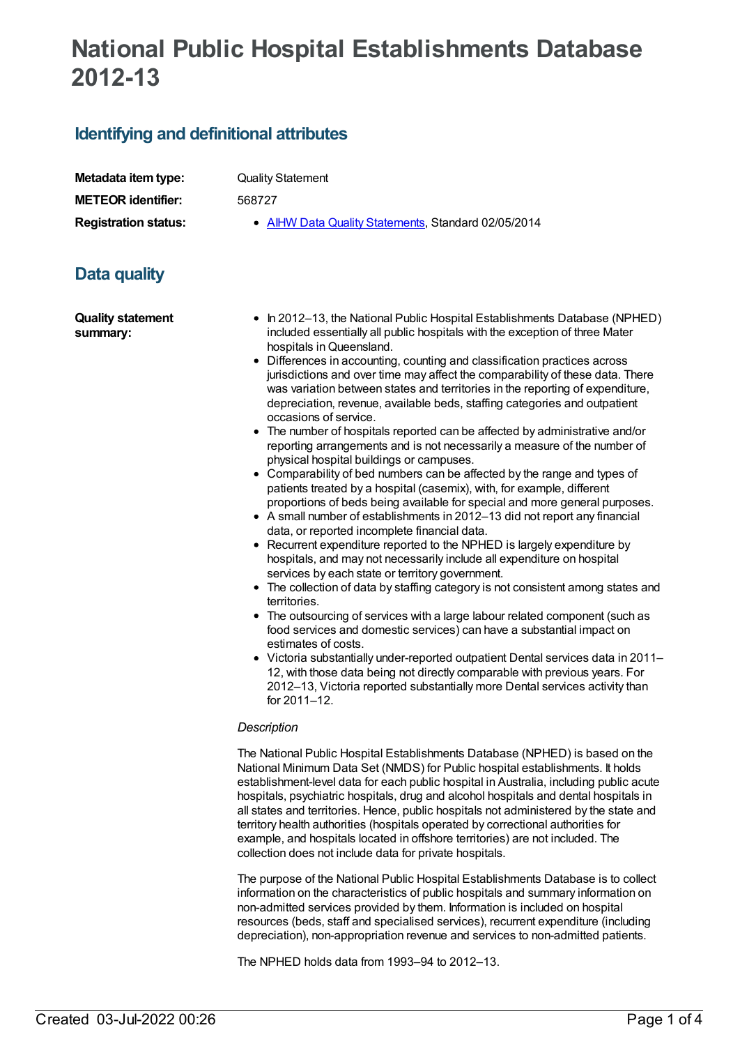# National Public Hospital Establishments Database 2012-13

## Identifying and definitional attributes

| | |
|---|---|
| **Metadata item type:** | Quality Statement |
| **METEOR identifier:** | 568727 |
| **Registration status:** | AIHW Data Quality Statements, Standard 02/05/2014 |

## Data quality

**Quality statement summary:**

- In 2012–13, the National Public Hospital Establishments Database (NPHED) included essentially all public hospitals with the exception of three Mater hospitals in Queensland.
- Differences in accounting, counting and classification practices across jurisdictions and over time may affect the comparability of these data. There was variation between states and territories in the reporting of expenditure, depreciation, revenue, available beds, staffing categories and outpatient occasions of service.
- The number of hospitals reported can be affected by administrative and/or reporting arrangements and is not necessarily a measure of the number of physical hospital buildings or campuses.
- Comparability of bed numbers can be affected by the range and types of patients treated by a hospital (casemix), with, for example, different proportions of beds being available for special and more general purposes.
- A small number of establishments in 2012–13 did not report any financial data, or reported incomplete financial data.
- Recurrent expenditure reported to the NPHED is largely expenditure by hospitals, and may not necessarily include all expenditure on hospital services by each state or territory government.
- The collection of data by staffing category is not consistent among states and territories.
- The outsourcing of services with a large labour related component (such as food services and domestic services) can have a substantial impact on estimates of costs.
- Victoria substantially under-reported outpatient Dental services data in 2011–12, with those data being not directly comparable with previous years. For 2012–13, Victoria reported substantially more Dental services activity than for 2011–12.

*Description*

The National Public Hospital Establishments Database (NPHED) is based on the National Minimum Data Set (NMDS) for Public hospital establishments. It holds establishment-level data for each public hospital in Australia, including public acute hospitals, psychiatric hospitals, drug and alcohol hospitals and dental hospitals in all states and territories. Hence, public hospitals not administered by the state and territory health authorities (hospitals operated by correctional authorities for example, and hospitals located in offshore territories) are not included. The collection does not include data for private hospitals.

The purpose of the National Public Hospital Establishments Database is to collect information on the characteristics of public hospitals and summary information on non-admitted services provided by them. Information is included on hospital resources (beds, staff and specialised services), recurrent expenditure (including depreciation), non-appropriation revenue and services to non-admitted patients.

The NPHED holds data from 1993–94 to 2012–13.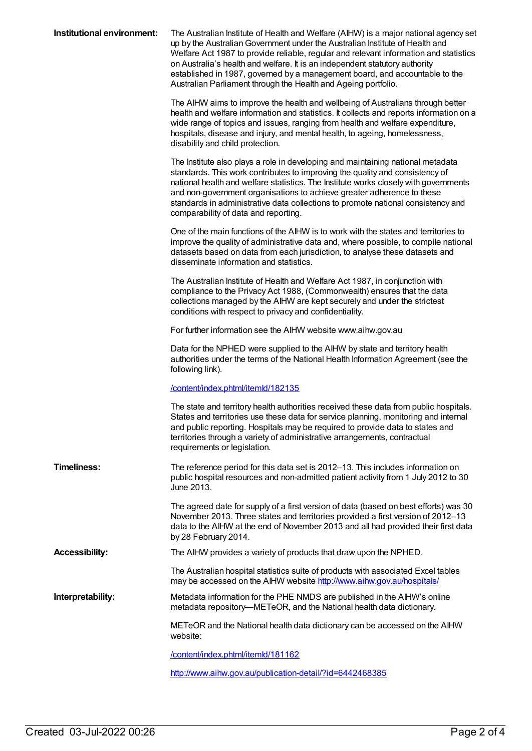**Institutional environment:**

The Australian Institute of Health and Welfare (AIHW) is a major national agency set up by the Australian Government under the Australian Institute of Health and Welfare Act 1987 to provide reliable, regular and relevant information and statistics on Australia's health and welfare. It is an independent statutory authority established in 1987, governed by a management board, and accountable to the Australian Parliament through the Health and Ageing portfolio.

The AIHW aims to improve the health and wellbeing of Australians through better health and welfare information and statistics. It collects and reports information on a wide range of topics and issues, ranging from health and welfare expenditure, hospitals, disease and injury, and mental health, to ageing, homelessness, disability and child protection.

The Institute also plays a role in developing and maintaining national metadata standards. This work contributes to improving the quality and consistency of national health and welfare statistics. The Institute works closely with governments and non-government organisations to achieve greater adherence to these standards in administrative data collections to promote national consistency and comparability of data and reporting.

One of the main functions of the AIHW is to work with the states and territories to improve the quality of administrative data and, where possible, to compile national datasets based on data from each jurisdiction, to analyse these datasets and disseminate information and statistics.

The Australian Institute of Health and Welfare Act 1987, in conjunction with compliance to the Privacy Act 1988, (Commonwealth) ensures that the data collections managed by the AIHW are kept securely and under the strictest conditions with respect to privacy and confidentiality.

For further information see the AIHW website www.aihw.gov.au

Data for the NPHED were supplied to the AIHW by state and territory health authorities under the terms of the National Health Information Agreement (see the following link).

[/content/index.phtml/itemId/182135](/content/index.phtml/itemId/182135)

The state and territory health authorities received these data from public hospitals. States and territories use these data for service planning, monitoring and internal and public reporting. Hospitals may be required to provide data to states and territories through a variety of administrative arrangements, contractual requirements or legislation.

**Timeliness:**

The reference period for this data set is 2012–13. This includes information on public hospital resources and non-admitted patient activity from 1 July 2012 to 30 June 2013.

The agreed date for supply of a first version of data (based on best efforts) was 30 November 2013. Three states and territories provided a first version of 2012–13 data to the AIHW at the end of November 2013 and all had provided their first data by 28 February 2014.

**Accessibility:**

The AIHW provides a variety of products that draw upon the NPHED.

The Australian hospital statistics suite of products with associated Excel tables may be accessed on the AIHW website [http://www.aihw.gov.au/hospitals/](http://www.aihw.gov.au/hospitals/)

**Interpretability:**

Metadata information for the PHE NMDS are published in the AIHW's online metadata repository—METeOR, and the National health data dictionary.

METeOR and the National health data dictionary can be accessed on the AIHW website:

[/content/index.phtml/itemId/181162](/content/index.phtml/itemId/181162)

[http://www.aihw.gov.au/publication-detail/?id=6442468385](http://www.aihw.gov.au/publication-detail/?id=6442468385)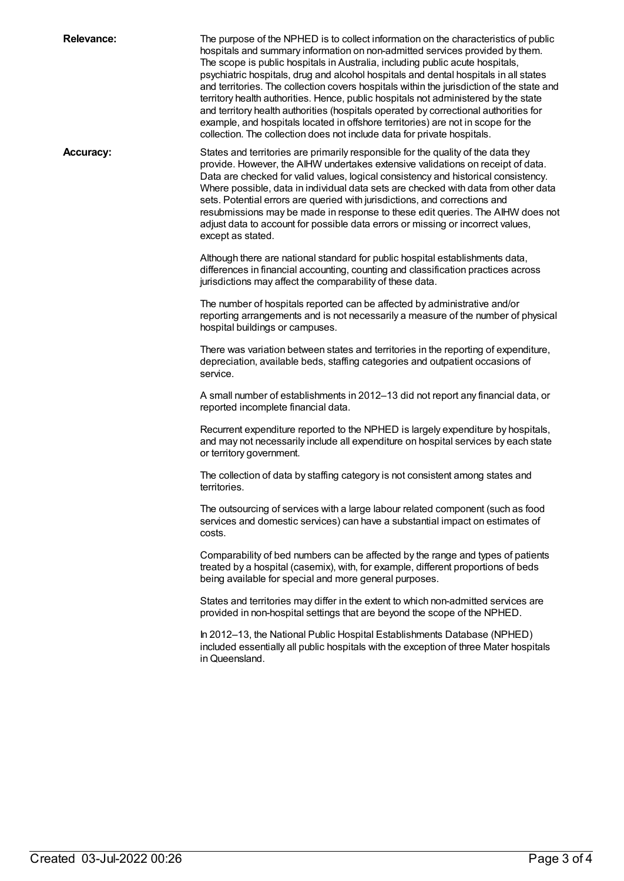**Relevance:**

The purpose of the NPHED is to collect information on the characteristics of public hospitals and summary information on non-admitted services provided by them. The scope is public hospitals in Australia, including public acute hospitals, psychiatric hospitals, drug and alcohol hospitals and dental hospitals in all states and territories. The collection covers hospitals within the jurisdiction of the state and territory health authorities. Hence, public hospitals not administered by the state and territory health authorities (hospitals operated by correctional authorities for example, and hospitals located in offshore territories) are not in scope for the collection. The collection does not include data for private hospitals.

**Accuracy:**

States and territories are primarily responsible for the quality of the data they provide. However, the AIHW undertakes extensive validations on receipt of data. Data are checked for valid values, logical consistency and historical consistency. Where possible, data in individual data sets are checked with data from other data sets. Potential errors are queried with jurisdictions, and corrections and resubmissions may be made in response to these edit queries. The AIHW does not adjust data to account for possible data errors or missing or incorrect values, except as stated.

Although there are national standard for public hospital establishments data, differences in financial accounting, counting and classification practices across jurisdictions may affect the comparability of these data.

The number of hospitals reported can be affected by administrative and/or reporting arrangements and is not necessarily a measure of the number of physical hospital buildings or campuses.

There was variation between states and territories in the reporting of expenditure, depreciation, available beds, staffing categories and outpatient occasions of service.

A small number of establishments in 2012–13 did not report any financial data, or reported incomplete financial data.

Recurrent expenditure reported to the NPHED is largely expenditure by hospitals, and may not necessarily include all expenditure on hospital services by each state or territory government.

The collection of data by staffing category is not consistent among states and territories.

The outsourcing of services with a large labour related component (such as food services and domestic services) can have a substantial impact on estimates of costs.

Comparability of bed numbers can be affected by the range and types of patients treated by a hospital (casemix), with, for example, different proportions of beds being available for special and more general purposes.

States and territories may differ in the extent to which non-admitted services are provided in non-hospital settings that are beyond the scope of the NPHED.

In 2012–13, the National Public Hospital Establishments Database (NPHED) included essentially all public hospitals with the exception of three Mater hospitals in Queensland.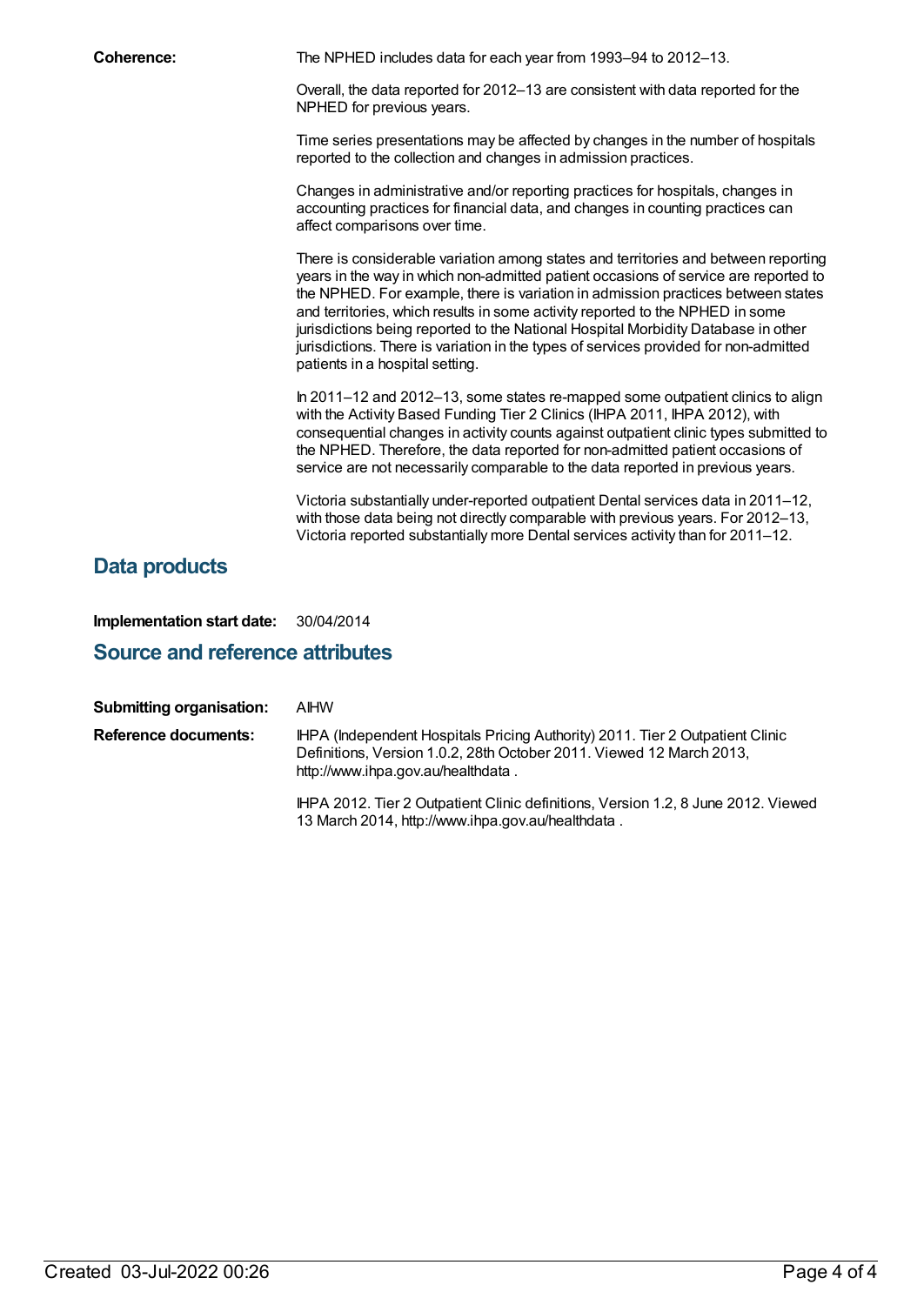**Coherence:**

The NPHED includes data for each year from 1993–94 to 2012–13.

Overall, the data reported for 2012–13 are consistent with data reported for the NPHED for previous years.

Time series presentations may be affected by changes in the number of hospitals reported to the collection and changes in admission practices.

Changes in administrative and/or reporting practices for hospitals, changes in accounting practices for financial data, and changes in counting practices can affect comparisons over time.

There is considerable variation among states and territories and between reporting years in the way in which non-admitted patient occasions of service are reported to the NPHED. For example, there is variation in admission practices between states and territories, which results in some activity reported to the NPHED in some jurisdictions being reported to the National Hospital Morbidity Database in other jurisdictions. There is variation in the types of services provided for non-admitted patients in a hospital setting.

In 2011–12 and 2012–13, some states re-mapped some outpatient clinics to align with the Activity Based Funding Tier 2 Clinics (IHPA 2011, IHPA 2012), with consequential changes in activity counts against outpatient clinic types submitted to the NPHED. Therefore, the data reported for non-admitted patient occasions of service are not necessarily comparable to the data reported in previous years.

Victoria substantially under-reported outpatient Dental services data in 2011–12, with those data being not directly comparable with previous years. For 2012–13, Victoria reported substantially more Dental services activity than for 2011–12.

## Data products

**Implementation start date:** 30/04/2014

## Source and reference attributes

**Submitting organisation:** AIHW

**Reference documents:**

IHPA (Independent Hospitals Pricing Authority) 2011. Tier 2 Outpatient Clinic Definitions, Version 1.0.2, 28th October 2011. Viewed 12 March 2013, http://www.ihpa.gov.au/healthdata .

IHPA 2012. Tier 2 Outpatient Clinic definitions, Version 1.2, 8 June 2012. Viewed 13 March 2014, http://www.ihpa.gov.au/healthdata .